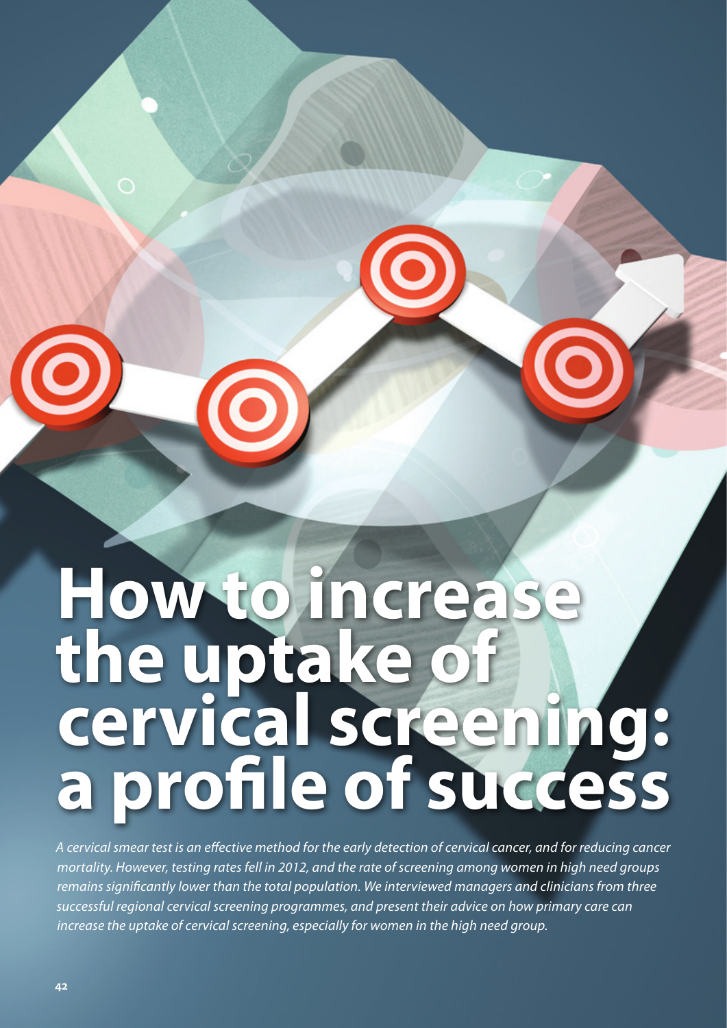# How to increase the uptake of cervical screening: a profile of success

*A cervical smear test is an effective method for the early detection of cervical cancer, and for reducing cancer mortality. However, testing rates fell in 2012, and the rate of screening among women in high need groups remains significantly lower than the total population. We interviewed managers and clinicians from three successful regional cervical screening programmes, and present their advice on how primary care can increase the uptake of cervical screening, especially for women in the high need group.*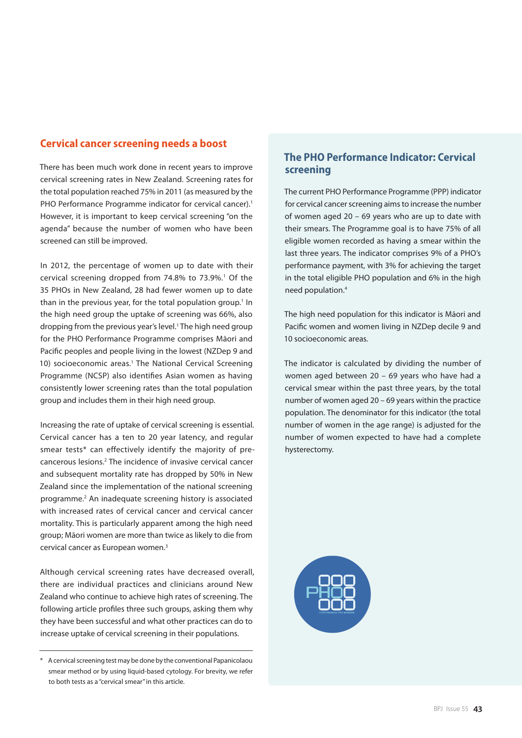## Cervical cancer screening needs a boost

There has been much work done in recent years to improve cervical screening rates in New Zealand. Screening rates for the total population reached 75% in 2011 (as measured by the PHO Performance Programme indicator for cervical cancer).[1] However, it is important to keep cervical screening "on the agenda" because the number of women who have been screened can still be improved.

In 2012, the percentage of women up to date with their cervical screening dropped from 74.8% to 73.9%.[1] Of the 35 PHOs in New Zealand, 28 had fewer women up to date than in the previous year, for the total population group.[1] In the high need group the uptake of screening was 66%, also dropping from the previous year's level.[1] The high need group for the PHO Performance Programme comprises Māori and Pacific peoples and people living in the lowest (NZDep 9 and 10) socioeconomic areas.[1] The National Cervical Screening Programme (NCSP) also identifies Asian women as having consistently lower screening rates than the total population group and includes them in their high need group.

Increasing the rate of uptake of cervical screening is essential. Cervical cancer has a ten to 20 year latency, and regular smear tests* can effectively identify the majority of pre-cancerous lesions.[2] The incidence of invasive cervical cancer and subsequent mortality rate has dropped by 50% in New Zealand since the implementation of the national screening programme.[2] An inadequate screening history is associated with increased rates of cervical cancer and cervical cancer mortality. This is particularly apparent among the high need group; Māori women are more than twice as likely to die from cervical cancer as European women.[3]

Although cervical screening rates have decreased overall, there are individual practices and clinicians around New Zealand who continue to achieve high rates of screening. The following article profiles three such groups, asking them why they have been successful and what other practices can do to increase uptake of cervical screening in their populations.

\* A cervical screening test may be done by the conventional Papanicolaou smear method or by using liquid-based cytology. For brevity, we refer to both tests as a "cervical smear" in this article.

### The PHO Performance Indicator: Cervical screening

The current PHO Performance Programme (PPP) indicator for cervical cancer screening aims to increase the number of women aged 20 – 69 years who are up to date with their smears. The Programme goal is to have 75% of all eligible women recorded as having a smear within the last three years. The indicator comprises 9% of a PHO's performance payment, with 3% for achieving the target in the total eligible PHO population and 6% in the high need population.[4]

The high need population for this indicator is Māori and Pacific women and women living in NZDep decile 9 and 10 socioeconomic areas.

The indicator is calculated by dividing the number of women aged between 20 – 69 years who have had a cervical smear within the past three years, by the total number of women aged 20 – 69 years within the practice population. The denominator for this indicator (the total number of women in the age range) is adjusted for the number of women expected to have had a complete hysterectomy.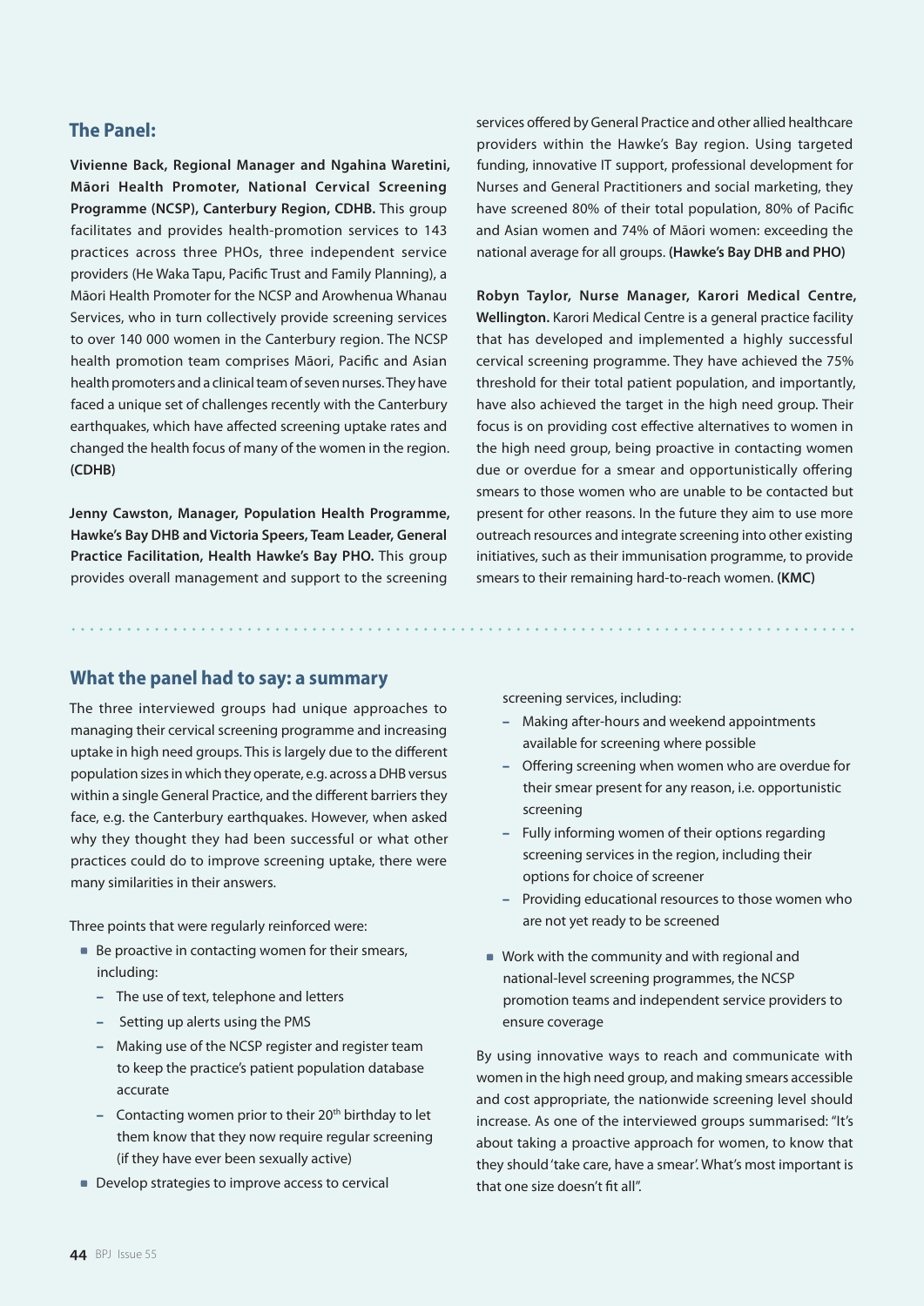## The Panel:

**Vivienne Back, Regional Manager and Ngahina Waretini, Māori Health Promoter, National Cervical Screening Programme (NCSP), Canterbury Region, CDHB.** This group facilitates and provides health-promotion services to 143 practices across three PHOs, three independent service providers (He Waka Tapu, Pacific Trust and Family Planning), a Māori Health Promoter for the NCSP and Arowhenua Whanau Services, who in turn collectively provide screening services to over 140 000 women in the Canterbury region. The NCSP health promotion team comprises Māori, Pacific and Asian health promoters and a clinical team of seven nurses. They have faced a unique set of challenges recently with the Canterbury earthquakes, which have affected screening uptake rates and changed the health focus of many of the women in the region. **(CDHB)**

**Jenny Cawston, Manager, Population Health Programme, Hawke's Bay DHB and Victoria Speers, Team Leader, General Practice Facilitation, Health Hawke's Bay PHO.** This group provides overall management and support to the screening services offered by General Practice and other allied healthcare providers within the Hawke's Bay region. Using targeted funding, innovative IT support, professional development for Nurses and General Practitioners and social marketing, they have screened 80% of their total population, 80% of Pacific and Asian women and 74% of Māori women: exceeding the national average for all groups. **(Hawke's Bay DHB and PHO)**

**Robyn Taylor, Nurse Manager, Karori Medical Centre, Wellington.** Karori Medical Centre is a general practice facility that has developed and implemented a highly successful cervical screening programme. They have achieved the 75% threshold for their total patient population, and importantly, have also achieved the target in the high need group. Their focus is on providing cost effective alternatives to women in the high need group, being proactive in contacting women due or overdue for a smear and opportunistically offering smears to those women who are unable to be contacted but present for other reasons. In the future they aim to use more outreach resources and integrate screening into other existing initiatives, such as their immunisation programme, to provide smears to their remaining hard-to-reach women. **(KMC)**

## What the panel had to say: a summary

The three interviewed groups had unique approaches to managing their cervical screening programme and increasing uptake in high need groups. This is largely due to the different population sizes in which they operate, e.g. across a DHB versus within a single General Practice, and the different barriers they face, e.g. the Canterbury earthquakes. However, when asked why they thought they had been successful or what other practices could do to improve screening uptake, there were many similarities in their answers.

Three points that were regularly reinforced were:

- Be proactive in contacting women for their smears, including:
  - The use of text, telephone and letters
  - Setting up alerts using the PMS
  - Making use of the NCSP register and register team to keep the practice's patient population database accurate
  - Contacting women prior to their 20th birthday to let them know that they now require regular screening (if they have ever been sexually active)
- Develop strategies to improve access to cervical screening services, including:
  - Making after-hours and weekend appointments available for screening where possible
  - Offering screening when women who are overdue for their smear present for any reason, i.e. opportunistic screening
  - Fully informing women of their options regarding screening services in the region, including their options for choice of screener
  - Providing educational resources to those women who are not yet ready to be screened
- Work with the community and with regional and national-level screening programmes, the NCSP promotion teams and independent service providers to ensure coverage

By using innovative ways to reach and communicate with women in the high need group, and making smears accessible and cost appropriate, the nationwide screening level should increase. As one of the interviewed groups summarised: "It's about taking a proactive approach for women, to know that they should 'take care, have a smear'. What's most important is that one size doesn't fit all".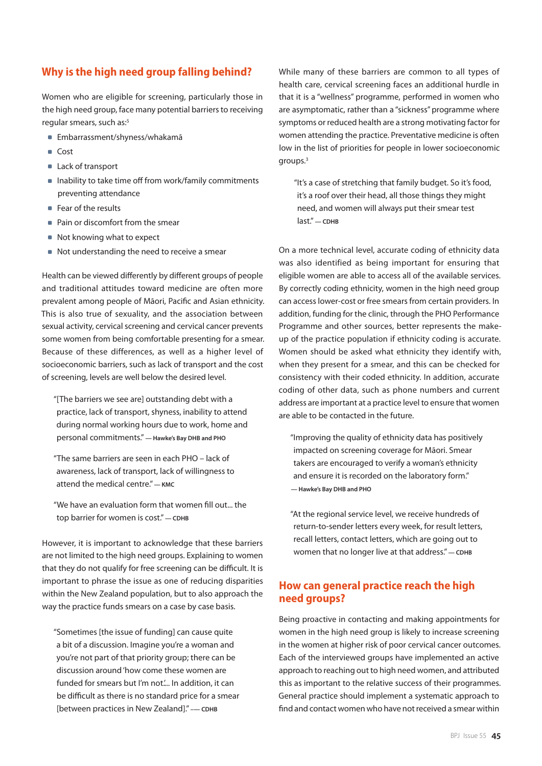## Why is the high need group falling behind?

Women who are eligible for screening, particularly those in the high need group, face many potential barriers to receiving regular smears, such as:[5]

- Embarrassment/shyness/whakamā
- Cost
- Lack of transport
- Inability to take time off from work/family commitments preventing attendance
- Fear of the results
- Pain or discomfort from the smear
- Not knowing what to expect
- Not understanding the need to receive a smear

Health can be viewed differently by different groups of people and traditional attitudes toward medicine are often more prevalent among people of Māori, Pacific and Asian ethnicity. This is also true of sexuality, and the association between sexual activity, cervical screening and cervical cancer prevents some women from being comfortable presenting for a smear. Because of these differences, as well as a higher level of socioeconomic barriers, such as lack of transport and the cost of screening, levels are well below the desired level.

> "[The barriers we see are] outstanding debt with a practice, lack of transport, shyness, inability to attend during normal working hours due to work, home and personal commitments." — Hawke's Bay DHB and PHO

> "The same barriers are seen in each PHO – lack of awareness, lack of transport, lack of willingness to attend the medical centre." — KMC

> "We have an evaluation form that women fill out... the top barrier for women is cost." — CDHB

However, it is important to acknowledge that these barriers are not limited to the high need groups. Explaining to women that they do not qualify for free screening can be difficult. It is important to phrase the issue as one of reducing disparities within the New Zealand population, but to also approach the way the practice funds smears on a case by case basis.

> "Sometimes [the issue of funding] can cause quite a bit of a discussion. Imagine you're a woman and you're not part of that priority group; there can be discussion around 'how come these women are funded for smears but I'm not'... In addition, it can be difficult as there is no standard price for a smear [between practices in New Zealand]." — CDHB

While many of these barriers are common to all types of health care, cervical screening faces an additional hurdle in that it is a "wellness" programme, performed in women who are asymptomatic, rather than a "sickness" programme where symptoms or reduced health are a strong motivating factor for women attending the practice. Preventative medicine is often low in the list of priorities for people in lower socioeconomic groups.[3]

> "It's a case of stretching that family budget. So it's food, it's a roof over their head, all those things they might need, and women will always put their smear test last." — CDHB

On a more technical level, accurate coding of ethnicity data was also identified as being important for ensuring that eligible women are able to access all of the available services. By correctly coding ethnicity, women in the high need group can access lower-cost or free smears from certain providers. In addition, funding for the clinic, through the PHO Performance Programme and other sources, better represents the make-up of the practice population if ethnicity coding is accurate. Women should be asked what ethnicity they identify with, when they present for a smear, and this can be checked for consistency with their coded ethnicity. In addition, accurate coding of other data, such as phone numbers and current address are important at a practice level to ensure that women are able to be contacted in the future.

> "Improving the quality of ethnicity data has positively impacted on screening coverage for Māori. Smear takers are encouraged to verify a woman's ethnicity and ensure it is recorded on the laboratory form." — Hawke's Bay DHB and PHO

> "At the regional service level, we receive hundreds of return-to-sender letters every week, for result letters, recall letters, contact letters, which are going out to women that no longer live at that address." — CDHB

## How can general practice reach the high need groups?

Being proactive in contacting and making appointments for women in the high need group is likely to increase screening in the women at higher risk of poor cervical cancer outcomes. Each of the interviewed groups have implemented an active approach to reaching out to high need women, and attributed this as important to the relative success of their programmes. General practice should implement a systematic approach to find and contact women who have not received a smear within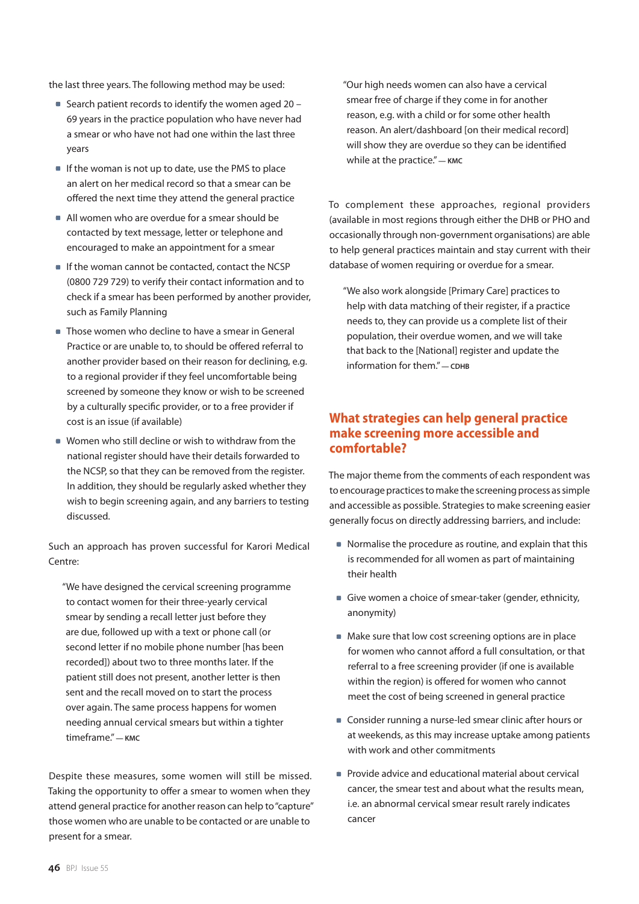the last three years. The following method may be used:

- Search patient records to identify the women aged 20 – 69 years in the practice population who have never had a smear or who have not had one within the last three years
- If the woman is not up to date, use the PMS to place an alert on her medical record so that a smear can be offered the next time they attend the general practice
- All women who are overdue for a smear should be contacted by text message, letter or telephone and encouraged to make an appointment for a smear
- If the woman cannot be contacted, contact the NCSP (0800 729 729) to verify their contact information and to check if a smear has been performed by another provider, such as Family Planning
- Those women who decline to have a smear in General Practice or are unable to, to should be offered referral to another provider based on their reason for declining, e.g. to a regional provider if they feel uncomfortable being screened by someone they know or wish to be screened by a culturally specific provider, or to a free provider if cost is an issue (if available)
- Women who still decline or wish to withdraw from the national register should have their details forwarded to the NCSP, so that they can be removed from the register. In addition, they should be regularly asked whether they wish to begin screening again, and any barriers to testing discussed.

Such an approach has proven successful for Karori Medical Centre:

> "We have designed the cervical screening programme to contact women for their three-yearly cervical smear by sending a recall letter just before they are due, followed up with a text or phone call (or second letter if no mobile phone number [has been recorded]) about two to three months later. If the patient still does not present, another letter is then sent and the recall moved on to start the process over again. The same process happens for women needing annual cervical smears but within a tighter timeframe." — KMC

Despite these measures, some women will still be missed. Taking the opportunity to offer a smear to women when they attend general practice for another reason can help to "capture" those women who are unable to be contacted or are unable to present for a smear.

> "Our high needs women can also have a cervical smear free of charge if they come in for another reason, e.g. with a child or for some other health reason. An alert/dashboard [on their medical record] will show they are overdue so they can be identified while at the practice." — KMC

To complement these approaches, regional providers (available in most regions through either the DHB or PHO and occasionally through non-government organisations) are able to help general practices maintain and stay current with their database of women requiring or overdue for a smear.

> "We also work alongside [Primary Care] practices to help with data matching of their register, if a practice needs to, they can provide us a complete list of their population, their overdue women, and we will take that back to the [National] register and update the information for them." — CDHB

## What strategies can help general practice make screening more accessible and comfortable?

The major theme from the comments of each respondent was to encourage practices to make the screening process as simple and accessible as possible. Strategies to make screening easier generally focus on directly addressing barriers, and include:

- Normalise the procedure as routine, and explain that this is recommended for all women as part of maintaining their health
- Give women a choice of smear-taker (gender, ethnicity, anonymity)
- Make sure that low cost screening options are in place for women who cannot afford a full consultation, or that referral to a free screening provider (if one is available within the region) is offered for women who cannot meet the cost of being screened in general practice
- Consider running a nurse-led smear clinic after hours or at weekends, as this may increase uptake among patients with work and other commitments
- Provide advice and educational material about cervical cancer, the smear test and about what the results mean, i.e. an abnormal cervical smear result rarely indicates cancer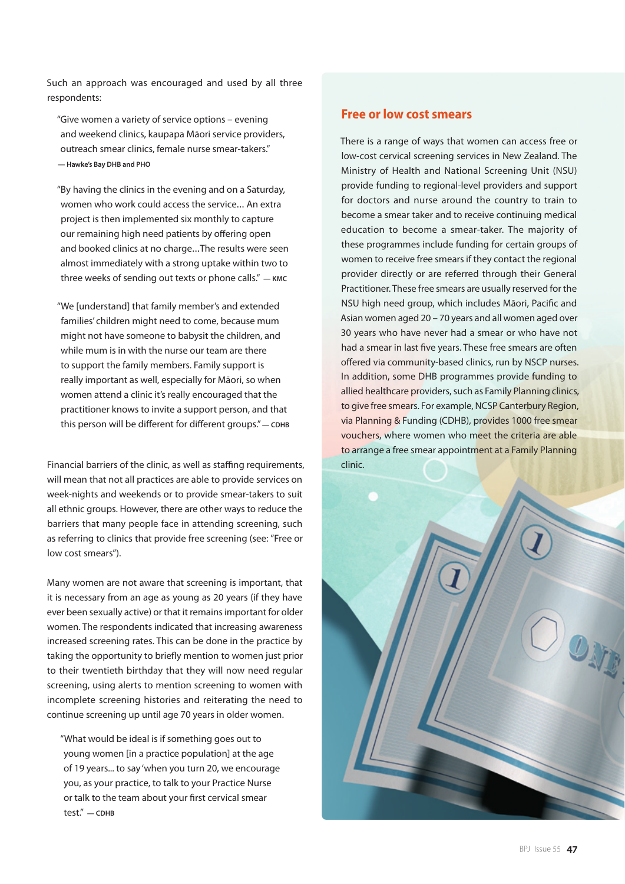Such an approach was encouraged and used by all three respondents:

> "Give women a variety of service options – evening and weekend clinics, kaupapa Māori service providers, outreach smear clinics, female nurse smear-takers."
> — **Hawke's Bay DHB and PHO**

> "By having the clinics in the evening and on a Saturday, women who work could access the service... An extra project is then implemented six monthly to capture our remaining high need patients by offering open and booked clinics at no charge...The results were seen almost immediately with a strong uptake within two to three weeks of sending out texts or phone calls." — **KMC**

> "We [understand] that family member's and extended families' children might need to come, because mum might not have someone to babysit the children, and while mum is in with the nurse our team are there to support the family members. Family support is really important as well, especially for Māori, so when women attend a clinic it's really encouraged that the practitioner knows to invite a support person, and that this person will be different for different groups." — **CDHB**

Financial barriers of the clinic, as well as staffing requirements, will mean that not all practices are able to provide services on week-nights and weekends or to provide smear-takers to suit all ethnic groups. However, there are other ways to reduce the barriers that many people face in attending screening, such as referring to clinics that provide free screening (see: "Free or low cost smears").

Many women are not aware that screening is important, that it is necessary from an age as young as 20 years (if they have ever been sexually active) or that it remains important for older women. The respondents indicated that increasing awareness increased screening rates. This can be done in the practice by taking the opportunity to briefly mention to women just prior to their twentieth birthday that they will now need regular screening, using alerts to mention screening to women with incomplete screening histories and reiterating the need to continue screening up until age 70 years in older women.

> "What would be ideal is if something goes out to young women [in a practice population] at the age of 19 years... to say 'when you turn 20, we encourage you, as your practice, to talk to your Practice Nurse or talk to the team about your first cervical smear test." — **CDHB**

## Free or low cost smears

There is a range of ways that women can access free or low-cost cervical screening services in New Zealand. The Ministry of Health and National Screening Unit (NSU) provide funding to regional-level providers and support for doctors and nurse around the country to train to become a smear taker and to receive continuing medical education to become a smear-taker. The majority of these programmes include funding for certain groups of women to receive free smears if they contact the regional provider directly or are referred through their General Practitioner. These free smears are usually reserved for the NSU high need group, which includes Māori, Pacific and Asian women aged 20 – 70 years and all women aged over 30 years who have never had a smear or who have not had a smear in last five years. These free smears are often offered via community-based clinics, run by NSCP nurses. In addition, some DHB programmes provide funding to allied healthcare providers, such as Family Planning clinics, to give free smears. For example, NCSP Canterbury Region, via Planning & Funding (CDHB), provides 1000 free smear vouchers, where women who meet the criteria are able to arrange a free smear appointment at a Family Planning clinic.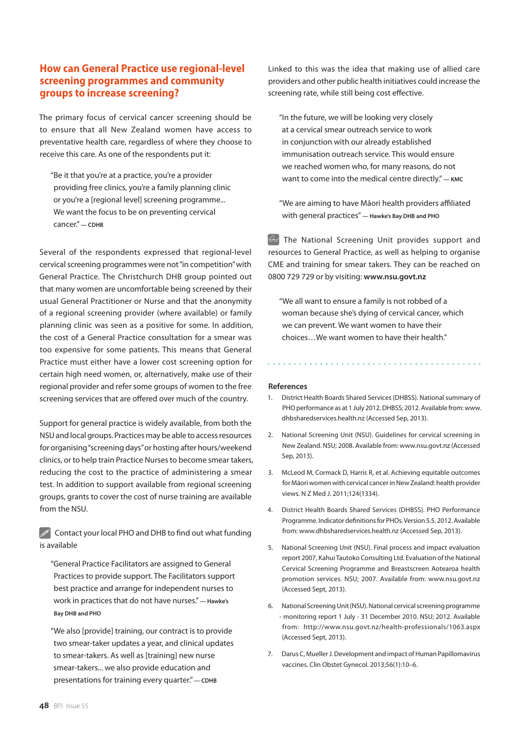## How can General Practice use regional-level screening programmes and community groups to increase screening?

The primary focus of cervical cancer screening should be to ensure that all New Zealand women have access to preventative health care, regardless of where they choose to receive this care. As one of the respondents put it:

> "Be it that you're at a practice, you're a provider providing free clinics, you're a family planning clinic or you're a [regional level] screening programme... We want the focus to be on preventing cervical cancer." — **CDHB**

Several of the respondents expressed that regional-level cervical screening programmes were not "in competition" with General Practice. The Christchurch DHB group pointed out that many women are uncomfortable being screened by their usual General Practitioner or Nurse and that the anonymity of a regional screening provider (where available) or family planning clinic was seen as a positive for some. In addition, the cost of a General Practice consultation for a smear was too expensive for some patients. This means that General Practice must either have a lower cost screening option for certain high need women, or, alternatively, make use of their regional provider and refer some groups of women to the free screening services that are offered over much of the country.

Support for general practice is widely available, from both the NSU and local groups. Practices may be able to access resources for organising "screening days" or hosting after hours/weekend clinics, or to help train Practice Nurses to become smear takers, reducing the cost to the practice of administering a smear test. In addition to support available from regional screening groups, grants to cover the cost of nurse training are available from the NSU.

Contact your local PHO and DHB to find out what funding is available

> "General Practice Facilitators are assigned to General Practices to provide support. The Facilitators support best practice and arrange for independent nurses to work in practices that do not have nurses." — **Hawke's Bay DHB and PHO**

> "We also [provide] training, our contract is to provide two smear-taker updates a year, and clinical updates to smear-takers. As well as [training] new nurse smear-takers... we also provide education and presentations for training every quarter." — **CDHB**

Linked to this was the idea that making use of allied care providers and other public health initiatives could increase the screening rate, while still being cost effective.

> "In the future, we will be looking very closely at a cervical smear outreach service to work in conjunction with our already established immunisation outreach service. This would ensure we reached women who, for many reasons, do not want to come into the medical centre directly." — **KMC**

> "We are aiming to have Māori health providers affiliated with general practices" — **Hawke's Bay DHB and PHO**

The National Screening Unit provides support and resources to General Practice, as well as helping to organise CME and training for smear takers. They can be reached on 0800 729 729 or by visiting: **www.nsu.govt.nz**

> "We all want to ensure a family is not robbed of a woman because she's dying of cervical cancer, which we can prevent. We want women to have their choices…We want women to have their health."

### References

1. District Health Boards Shared Services (DHBSS). National summary of PHO performance as at 1 July 2012. DHBSS; 2012. Available from: www.dhbsharedservices.health.nz (Accessed Sep, 2013).
2. National Screening Unit (NSU). Guidelines for cervical screening in New Zealand. NSU; 2008. Available from: www.nsu.govt.nz (Accessed Sep, 2013).
3. McLeod M, Cormack D, Harris R, et al. Achieving equitable outcomes for Māori women with cervical cancer in New Zealand: health provider views. N Z Med J. 2011;124(1334).
4. District Health Boards Shared Services (DHBSS). PHO Performance Programme. Indicator definitions for PHOs. Version 5.5. 2012. Available from: www.dhbsharedservices.health.nz (Accessed Sep, 2013).
5. National Screening Unit (NSU). Final process and impact evaluation report 2007, Kahui Tautoko Consulting Ltd. Evaluation of the National Cervical Screening Programme and Breastscreen Aotearoa health promotion services. NSU; 2007. Available from: www.nsu.govt.nz (Accessed Sept, 2013).
6. National Screening Unit (NSU). National cervical screening programme - monitoring report 1 July - 31 December 2010. NSU; 2012. Available from: http://www.nsu.govt.nz/health-professionals/1063.aspx (Accessed Sept, 2013).
7. Darus C, Mueller J. Development and impact of Human Papillomavirus vaccines. Clin Obstet Gynecol. 2013;56(1):10–6.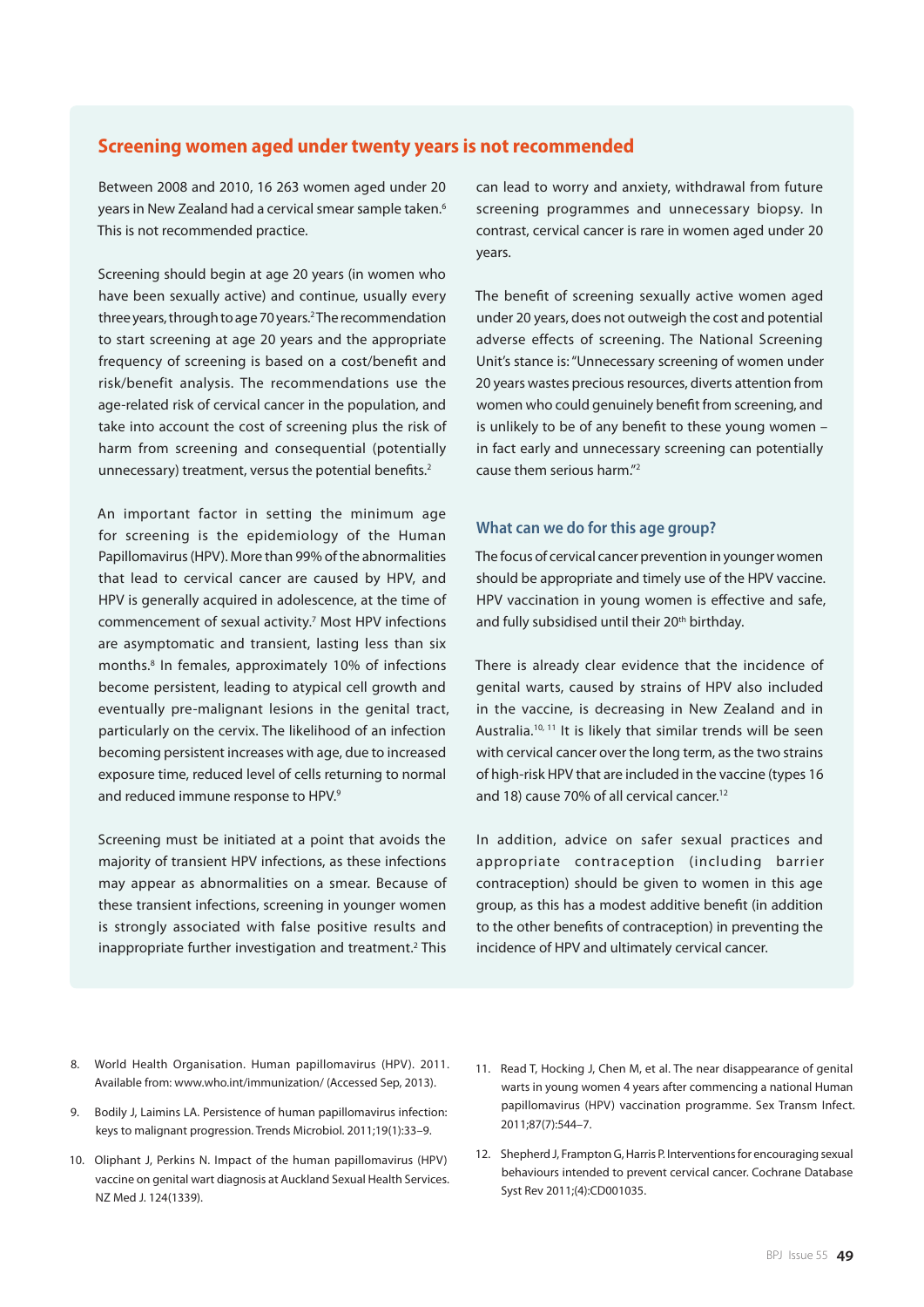## Screening women aged under twenty years is not recommended

Between 2008 and 2010, 16 263 women aged under 20 years in New Zealand had a cervical smear sample taken.[6] This is not recommended practice.

Screening should begin at age 20 years (in women who have been sexually active) and continue, usually every three years, through to age 70 years.[2] The recommendation to start screening at age 20 years and the appropriate frequency of screening is based on a cost/benefit and risk/benefit analysis. The recommendations use the age-related risk of cervical cancer in the population, and take into account the cost of screening plus the risk of harm from screening and consequential (potentially unnecessary) treatment, versus the potential benefits.[2]

An important factor in setting the minimum age for screening is the epidemiology of the Human Papillomavirus (HPV). More than 99% of the abnormalities that lead to cervical cancer are caused by HPV, and HPV is generally acquired in adolescence, at the time of commencement of sexual activity.[7] Most HPV infections are asymptomatic and transient, lasting less than six months.[8] In females, approximately 10% of infections become persistent, leading to atypical cell growth and eventually pre-malignant lesions in the genital tract, particularly on the cervix. The likelihood of an infection becoming persistent increases with age, due to increased exposure time, reduced level of cells returning to normal and reduced immune response to HPV.[9]

Screening must be initiated at a point that avoids the majority of transient HPV infections, as these infections may appear as abnormalities on a smear. Because of these transient infections, screening in younger women is strongly associated with false positive results and inappropriate further investigation and treatment.[2] This can lead to worry and anxiety, withdrawal from future screening programmes and unnecessary biopsy. In contrast, cervical cancer is rare in women aged under 20 years.

The benefit of screening sexually active women aged under 20 years, does not outweigh the cost and potential adverse effects of screening. The National Screening Unit's stance is: "Unnecessary screening of women under 20 years wastes precious resources, diverts attention from women who could genuinely benefit from screening, and is unlikely to be of any benefit to these young women – in fact early and unnecessary screening can potentially cause them serious harm."[2]

### What can we do for this age group?

The focus of cervical cancer prevention in younger women should be appropriate and timely use of the HPV vaccine. HPV vaccination in young women is effective and safe, and fully subsidised until their 20th birthday.

There is already clear evidence that the incidence of genital warts, caused by strains of HPV also included in the vaccine, is decreasing in New Zealand and in Australia.[10, 11] It is likely that similar trends will be seen with cervical cancer over the long term, as the two strains of high-risk HPV that are included in the vaccine (types 16 and 18) cause 70% of all cervical cancer.[12]

In addition, advice on safer sexual practices and appropriate contraception (including barrier contraception) should be given to women in this age group, as this has a modest additive benefit (in addition to the other benefits of contraception) in preventing the incidence of HPV and ultimately cervical cancer.

8. World Health Organisation. Human papillomavirus (HPV). 2011. Available from: www.who.int/immunization/ (Accessed Sep, 2013).
9. Bodily J, Laimins LA. Persistence of human papillomavirus infection: keys to malignant progression. Trends Microbiol. 2011;19(1):33–9.
10. Oliphant J, Perkins N. Impact of the human papillomavirus (HPV) vaccine on genital wart diagnosis at Auckland Sexual Health Services. NZ Med J. 124(1339).
11. Read T, Hocking J, Chen M, et al. The near disappearance of genital warts in young women 4 years after commencing a national Human papillomavirus (HPV) vaccination programme. Sex Transm Infect. 2011;87(7):544–7.
12. Shepherd J, Frampton G, Harris P. Interventions for encouraging sexual behaviours intended to prevent cervical cancer. Cochrane Database Syst Rev 2011;(4):CD001035.